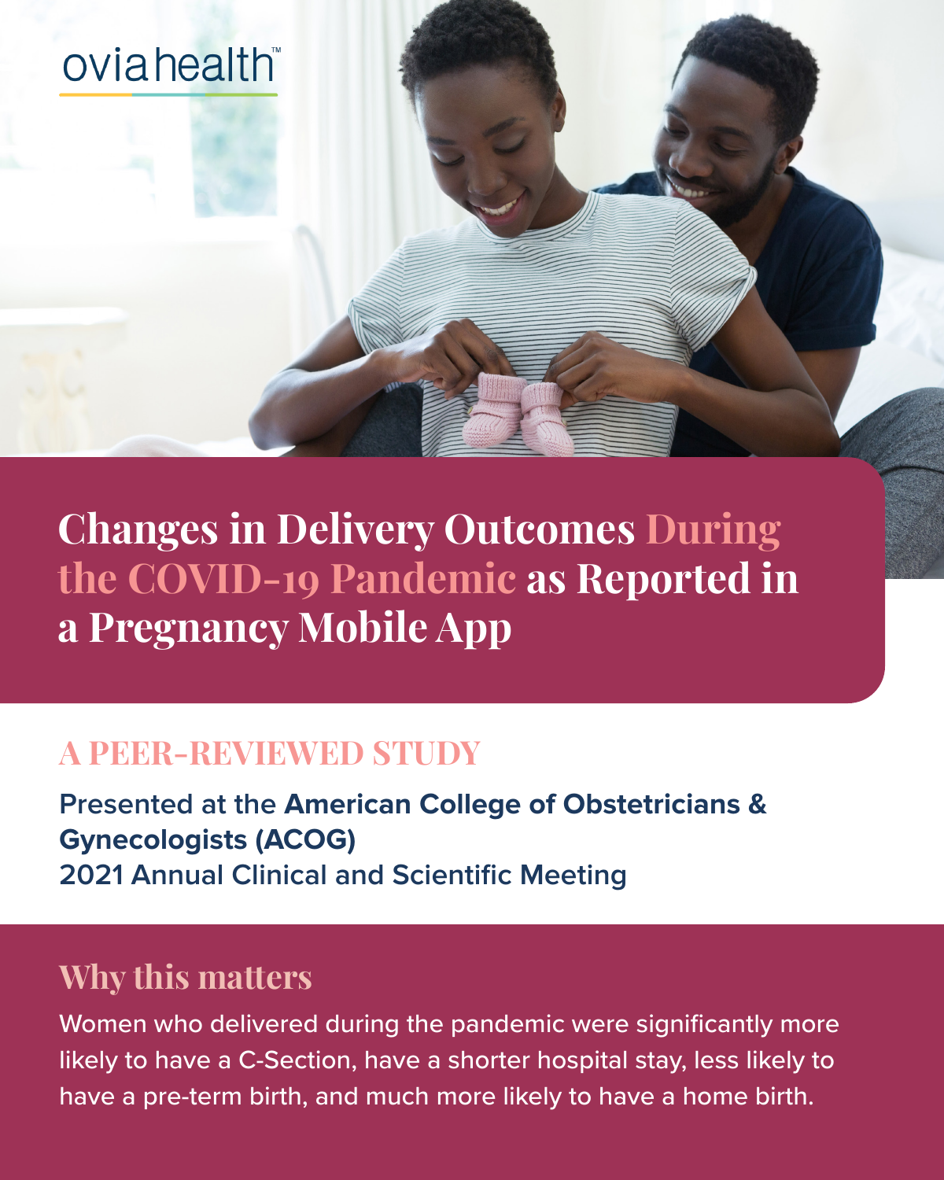oviahealth™

# Changes in Delivery Outcomes During the COVID-19 Pandemic as Reported in a Pregnancy Mobile App

## A PEER-REVIEWED STUDY

Presented at the **American College of Obstetricians & Gynecologists (ACOG)**
2021 Annual Clinical and Scientific Meeting

## Why this matters

Women who delivered during the pandemic were significantly more likely to have a C-Section, have a shorter hospital stay, less likely to have a pre-term birth, and much more likely to have a home birth.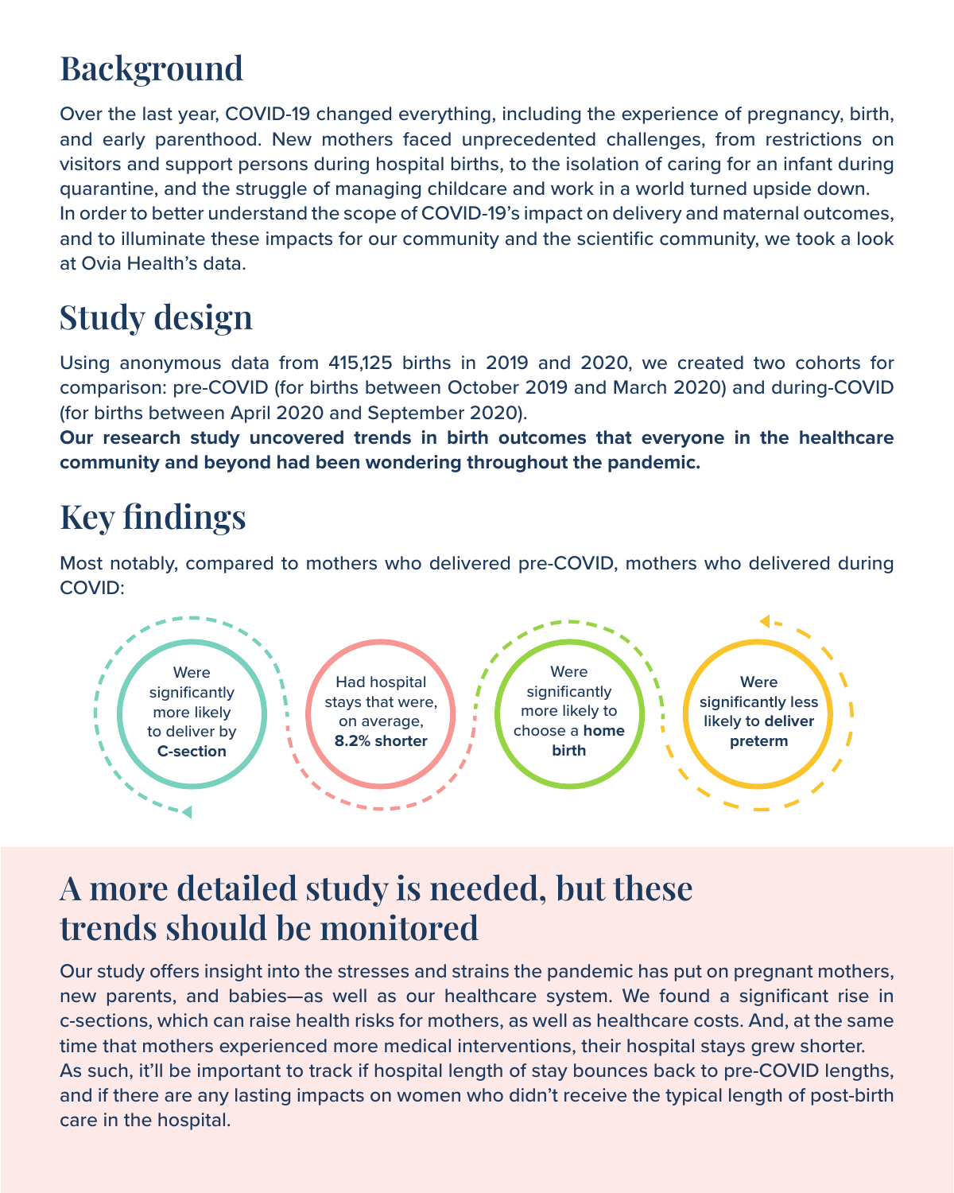## Background

Over the last year, COVID-19 changed everything, including the experience of pregnancy, birth, and early parenthood. New mothers faced unprecedented challenges, from restrictions on visitors and support persons during hospital births, to the isolation of caring for an infant during quarantine, and the struggle of managing childcare and work in a world turned upside down.

In order to better understand the scope of COVID-19's impact on delivery and maternal outcomes, and to illuminate these impacts for our community and the scientific community, we took a look at Ovia Health's data.

## Study design

Using anonymous data from 415,125 births in 2019 and 2020, we created two cohorts for comparison: pre-COVID (for births between October 2019 and March 2020) and during-COVID (for births between April 2020 and September 2020).

**Our research study uncovered trends in birth outcomes that everyone in the healthcare community and beyond had been wondering throughout the pandemic.**

## Key findings

Most notably, compared to mothers who delivered pre-COVID, mothers who delivered during COVID:

- Were significantly more likely to deliver by **C-section**
- Had hospital stays that were, on average, **8.2% shorter**
- Were significantly more likely to choose a **home birth**
- Were significantly less likely to **deliver preterm**

## A more detailed study is needed, but these trends should be monitored

Our study offers insight into the stresses and strains the pandemic has put on pregnant mothers, new parents, and babies—as well as our healthcare system. We found a significant rise in c-sections, which can raise health risks for mothers, as well as healthcare costs. And, at the same time that mothers experienced more medical interventions, their hospital stays grew shorter.

As such, it'll be important to track if hospital length of stay bounces back to pre-COVID lengths, and if there are any lasting impacts on women who didn't receive the typical length of post-birth care in the hospital.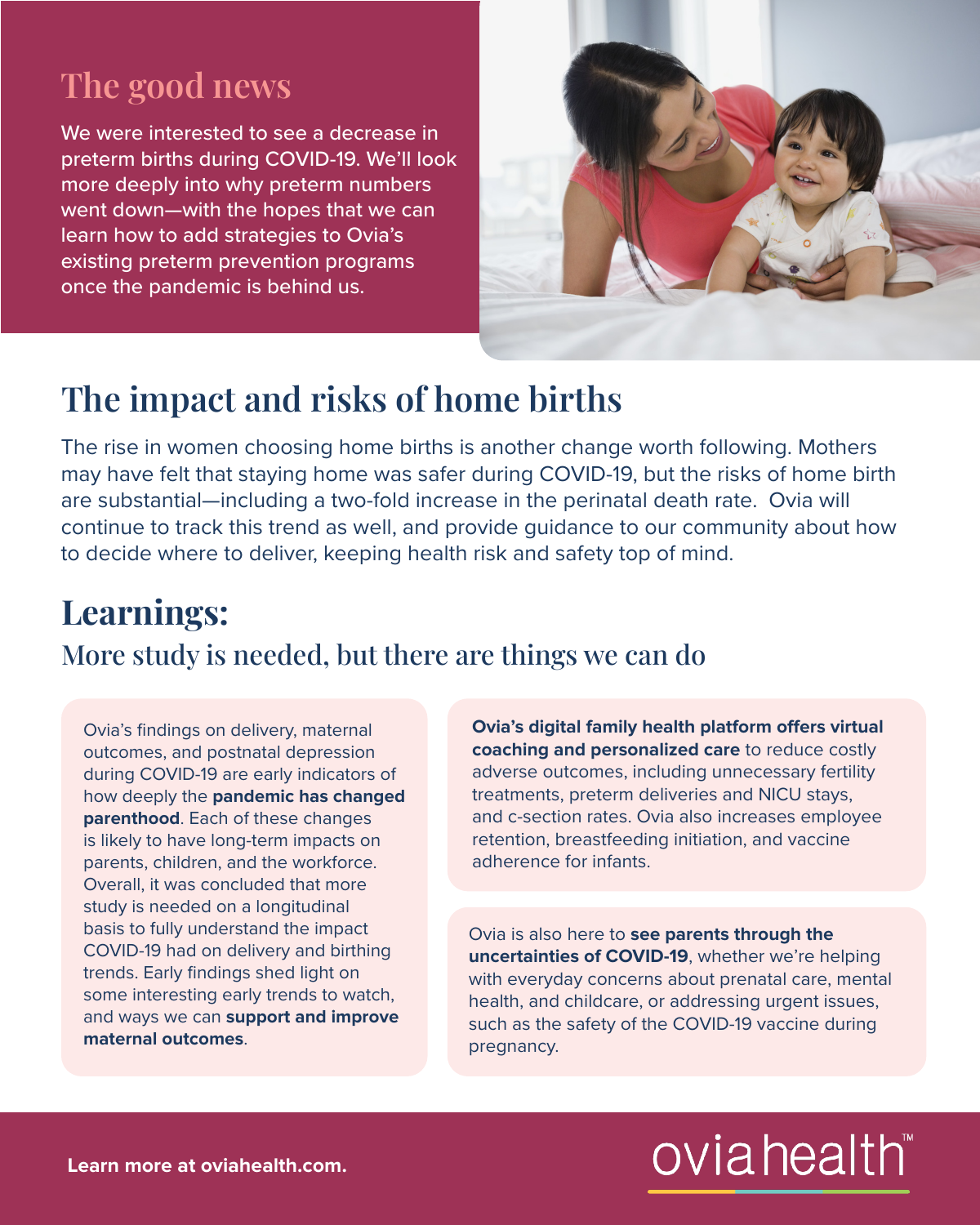## The good news

We were interested to see a decrease in preterm births during COVID-19. We'll look more deeply into why preterm numbers went down—with the hopes that we can learn how to add strategies to Ovia's existing preterm prevention programs once the pandemic is behind us.

## The impact and risks of home births

The rise in women choosing home births is another change worth following. Mothers may have felt that staying home was safer during COVID-19, but the risks of home birth are substantial—including a two-fold increase in the perinatal death rate. Ovia will continue to track this trend as well, and provide guidance to our community about how to decide where to deliver, keeping health risk and safety top of mind.

## Learnings:

### More study is needed, but there are things we can do

Ovia's findings on delivery, maternal outcomes, and postnatal depression during COVID-19 are early indicators of how deeply the **pandemic has changed parenthood**. Each of these changes is likely to have long-term impacts on parents, children, and the workforce. Overall, it was concluded that more study is needed on a longitudinal basis to fully understand the impact COVID-19 had on delivery and birthing trends. Early findings shed light on some interesting early trends to watch, and ways we can **support and improve maternal outcomes**.

**Ovia's digital family health platform offers virtual coaching and personalized care** to reduce costly adverse outcomes, including unnecessary fertility treatments, preterm deliveries and NICU stays, and c-section rates. Ovia also increases employee retention, breastfeeding initiation, and vaccine adherence for infants.

Ovia is also here to **see parents through the uncertainties of COVID-19**, whether we're helping with everyday concerns about prenatal care, mental health, and childcare, or addressing urgent issues, such as the safety of the COVID-19 vaccine during pregnancy.

**Learn more at oviahealth.com.**

oviahealth™